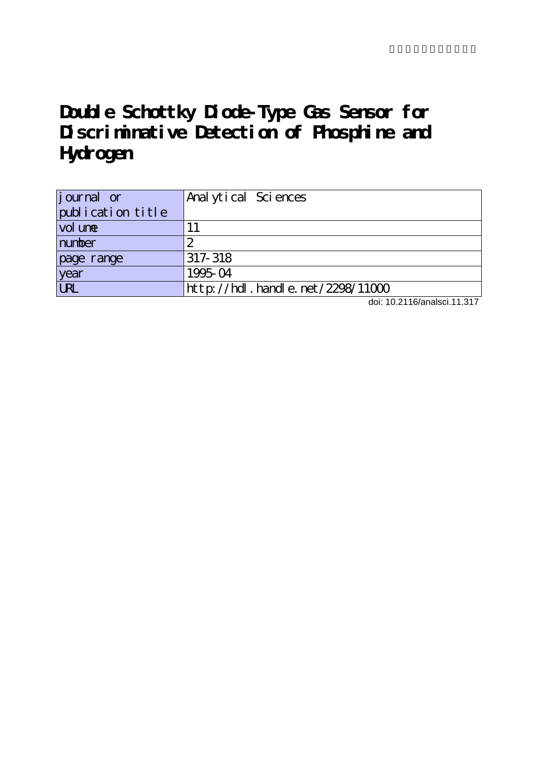# Double Schottky Diode-Type Gas Sensor for Discriminative Detection of Phosphine and Hydrogen

| journal or publication title | Analytical Sciences |
| --- | --- |
| volume | 11 |
| number | 2 |
| page range | 317-318 |
| year | 1995-04 |
| URL | http://hdl.handle.net/2298/11000 |

doi: 10.2116/analsci.11.317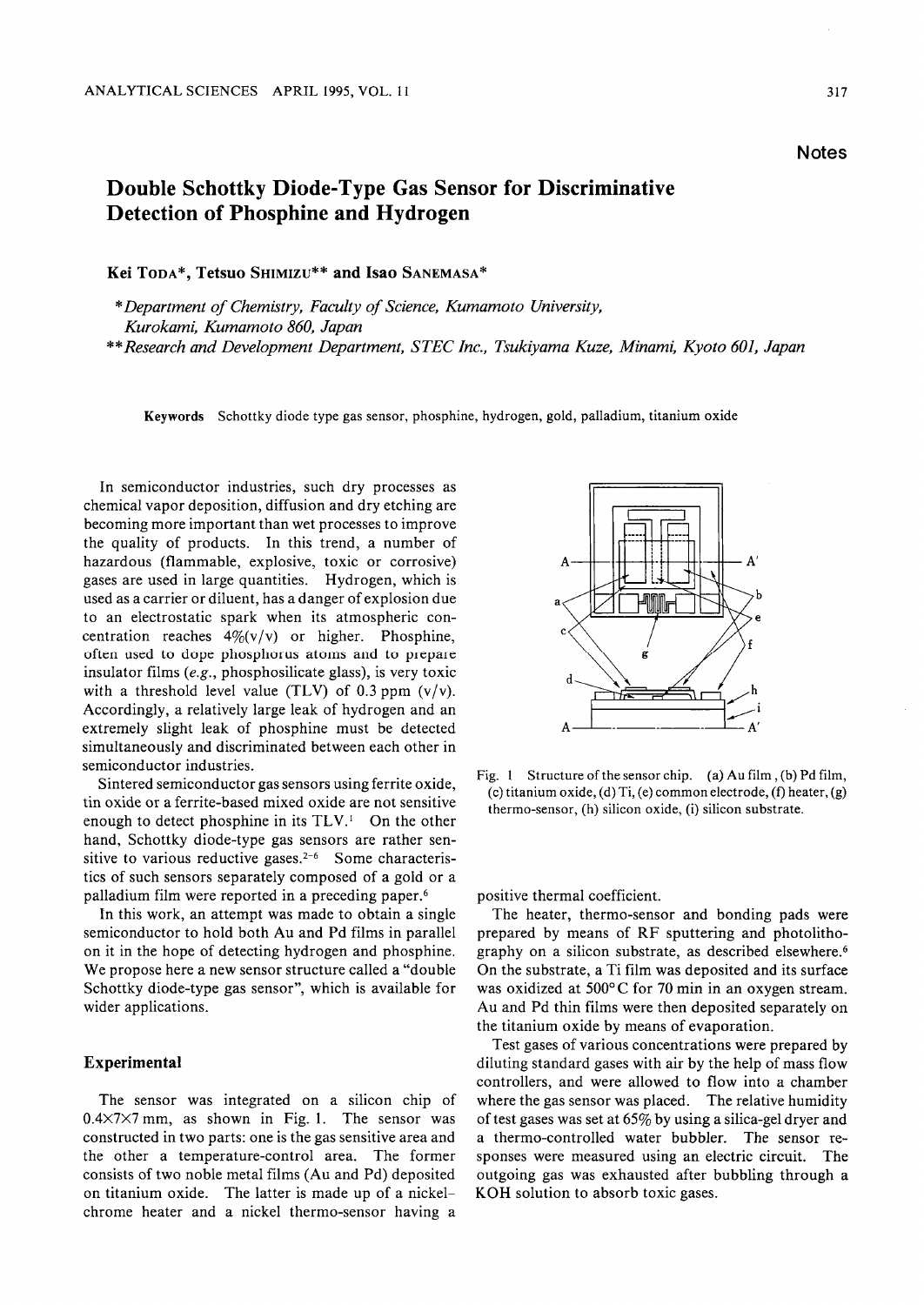**Notes**

# Double Schottky Diode-Type Gas Sensor for Discriminative Detection of Phosphine and Hydrogen

**Kei TODA\*, Tetsuo SHIMIZU\*\* and Isao SANEMASA\***

*\*Department of Chemistry, Faculty of Science, Kumamoto University, Kurokami, Kumamoto 860, Japan*

*\*\*Research and Development Department, STEC Inc., Tsukiyama Kuze, Minami, Kyoto 601, Japan*

**Keywords** Schottky diode type gas sensor, phosphine, hydrogen, gold, palladium, titanium oxide

In semiconductor industries, such dry processes as chemical vapor deposition, diffusion and dry etching are becoming more important than wet processes to improve the quality of products. In this trend, a number of hazardous (flammable, explosive, toxic or corrosive) gases are used in large quantities. Hydrogen, which is used as a carrier or diluent, has a danger of explosion due to an electrostatic spark when its atmospheric concentration reaches 4%(v/v) or higher. Phosphine, often used to dope phosphorus atoms and to prepare insulator films (*e.g.*, phosphosilicate glass), is very toxic with a threshold level value (TLV) of 0.3 ppm (v/v). Accordingly, a relatively large leak of hydrogen and an extremely slight leak of phosphine must be detected simultaneously and discriminated between each other in semiconductor industries.

Sintered semiconductor gas sensors using ferrite oxide, tin oxide or a ferrite-based mixed oxide are not sensitive enough to detect phosphine in its TLV.[1] On the other hand, Schottky diode-type gas sensors are rather sensitive to various reductive gases.[2-6] Some characteristics of such sensors separately composed of a gold or a palladium film were reported in a preceding paper.[6]

In this work, an attempt was made to obtain a single semiconductor to hold both Au and Pd films in parallel on it in the hope of detecting hydrogen and phosphine. We propose here a new sensor structure called a "double Schottky diode-type gas sensor", which is available for wider applications.

## Experimental

The sensor was integrated on a silicon chip of 0.4×7×7 mm, as shown in Fig. 1. The sensor was constructed in two parts: one is the gas sensitive area and the other a temperature-control area. The former consists of two noble metal films (Au and Pd) deposited on titanium oxide. The latter is made up of a nickel-chrome heater and a nickel thermo-sensor having a positive thermal coefficient.

Fig. 1 Structure of the sensor chip. (a) Au film, (b) Pd film, (c) titanium oxide, (d) Ti, (e) common electrode, (f) heater, (g) thermo-sensor, (h) silicon oxide, (i) silicon substrate.

The heater, thermo-sensor and bonding pads were prepared by means of RF sputtering and photolithography on a silicon substrate, as described elsewhere.[6] On the substrate, a Ti film was deposited and its surface was oxidized at 500°C for 70 min in an oxygen stream. Au and Pd thin films were then deposited separately on the titanium oxide by means of evaporation.

Test gases of various concentrations were prepared by diluting standard gases with air by the help of mass flow controllers, and were allowed to flow into a chamber where the gas sensor was placed. The relative humidity of test gases was set at 65% by using a silica-gel dryer and a thermo-controlled water bubbler. The sensor responses were measured using an electric circuit. The outgoing gas was exhausted after bubbling through a KOH solution to absorb toxic gases.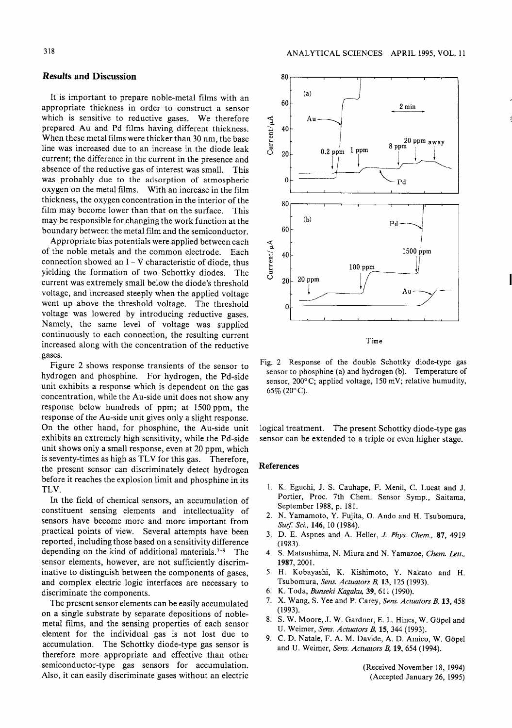## Results and Discussion

It is important to prepare noble-metal films with an appropriate thickness in order to construct a sensor which is sensitive to reductive gases. We therefore prepared Au and Pd films having different thickness. When these metal films were thicker than 30 nm, the base line was increased due to an increase in the diode leak current; the difference in the current in the presence and absence of the reductive gas of interest was small. This was probably due to the adsorption of atmospheric oxygen on the metal films. With an increase in the film thickness, the oxygen concentration in the interior of the film may become lower than that on the surface. This may be responsible for changing the work function at the boundary between the metal film and the semiconductor.

Appropriate bias potentials were applied between each of the noble metals and the common electrode. Each connection showed an I – V characteristic of diode, thus yielding the formation of two Schottky diodes. The current was extremely small below the diode's threshold voltage, and increased steeply when the applied voltage went up above the threshold voltage. The threshold voltage was lowered by introducing reductive gases. Namely, the same level of voltage was supplied continuously to each connection, the resulting current increased along with the concentration of the reductive gases.

Figure 2 shows response transients of the sensor to hydrogen and phosphine. For hydrogen, the Pd-side unit exhibits a response which is dependent on the gas concentration, while the Au-side unit does not show any response below hundreds of ppm; at 1500 ppm, the response of the Au-side unit gives only a slight response. On the other hand, for phosphine, the Au-side unit exhibits an extremely high sensitivity, while the Pd-side unit shows only a small response, even at 20 ppm, which is seventy-times as high as TLV for this gas. Therefore, the present sensor can discriminately detect hydrogen before it reaches the explosion limit and phosphine in its TLV.

In the field of chemical sensors, an accumulation of constituent sensing elements and intellectuality of sensors have become more and more important from practical points of view. Several attempts have been reported, including those based on a sensitivity difference depending on the kind of additional materials.[7-9] The sensor elements, however, are not sufficiently discriminative to distinguish between the components of gases, and complex electric logic interfaces are necessary to discriminate the components.

The present sensor elements can be easily accumulated on a single substrate by separate depositions of noble-metal films, and the sensing properties of each sensor element for the individual gas is not lost due to accumulation. The Schottky diode-type gas sensor is therefore more appropriate and effective than other semiconductor-type gas sensors for accumulation. Also, it can easily discriminate gases without an electric logical treatment. The present Schottky diode-type gas sensor can be extended to a triple or even higher stage.

(a)
Au
Pd
0.2 ppm
1 ppm
8 ppm
20 ppm
away
2 min
Current/μA
80
60
40
20
0

(b)
Pd
Au
20 ppm
100 ppm
1500 ppm
Current/μA
80
60
40
20
0
Time

Fig. 2 Response of the double Schottky diode-type gas sensor to phosphine (a) and hydrogen (b). Temperature of sensor, 200°C; applied voltage, 150 mV; relative humudity, 65% (20°C).

## References

1. K. Eguchi, J. S. Cauhape, F. Menil, C. Lucat and J. Portier, Proc. 7th Chem. Sensor Symp., Saitama, September 1988, p. 181.
2. N. Yamamoto, Y. Fujita, O. Ando and H. Tsubomura, *Surf. Sci.*, **146**, 10 (1984).
3. D. E. Aspnes and A. Heller, *J. Phys. Chem.*, **87**, 4919 (1983).
4. S. Matsushima, N. Miura and N. Yamazoe, *Chem. Lett.*, **1987**, 2001.
5. H. Kobayashi, K. Kishimoto, Y. Nakato and H. Tsubomura, *Sens. Actuators B*, **13**, 125 (1993).
6. K. Toda, *Bunseki Kagaku*, **39**, 611 (1990).
7. X. Wang, S. Yee and P. Carey, *Sens. Actuators B*, **13**, 458 (1993).
8. S. W. Moore, J. W. Gardner, E. L. Hines, W. Göpel and U. Weimer, *Sens. Actuators B*, **15**, 344 (1993).
9. C. D. Natale, F. A. M. Davide, A. D. Amico, W. Göpel and U. Weimer, *Sens. Actuators B*, **19**, 654 (1994).

(Received November 18, 1994)
(Accepted January 26, 1995)